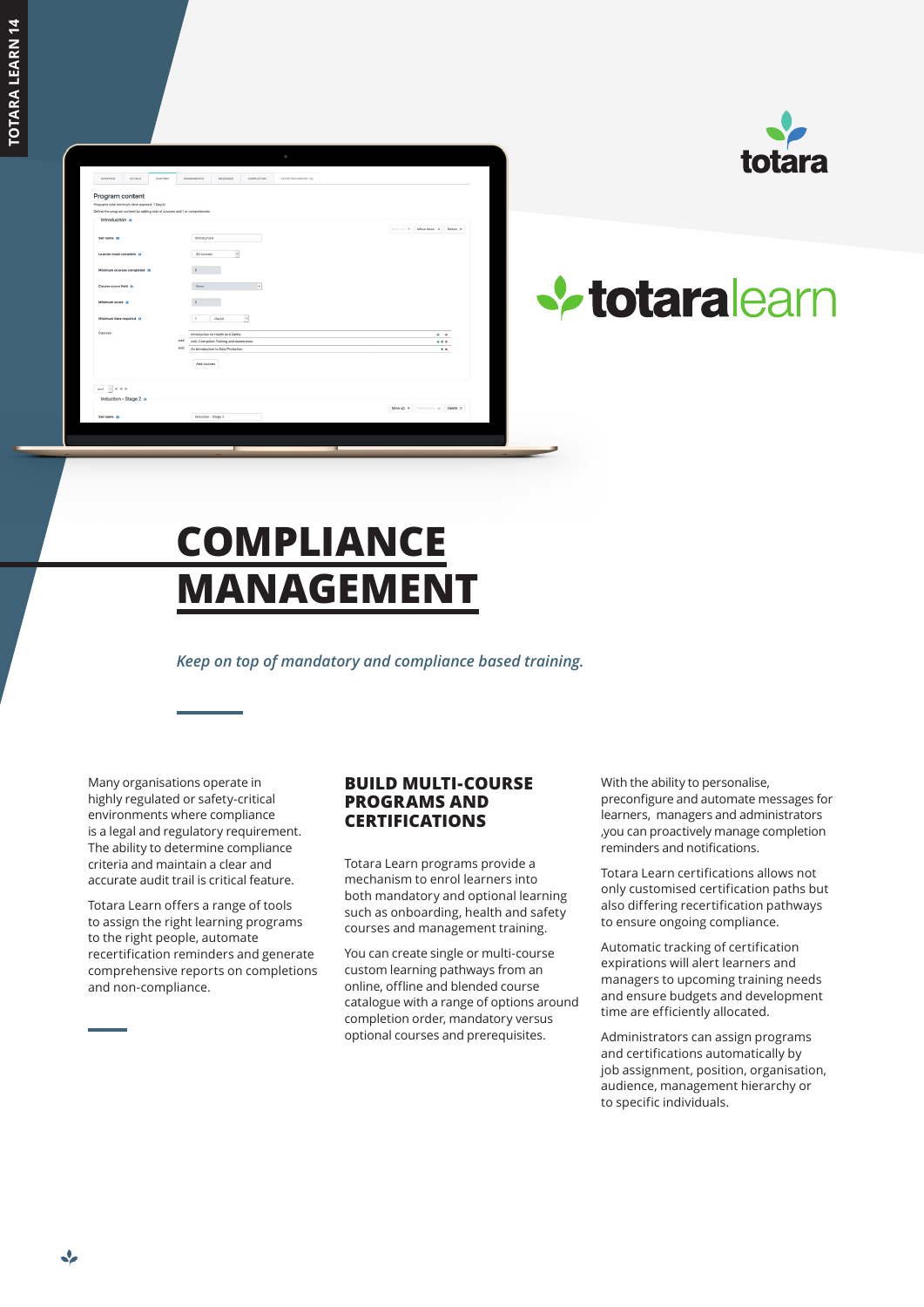# COMPLIANCE MANAGEMENT

*Keep on top of mandatory and compliance based training.*

Many organisations operate in highly regulated or safety-critical environments where compliance is a legal and regulatory requirement. The ability to determine compliance criteria and maintain a clear and accurate audit trail is critical feature.

Totara Learn offers a range of tools to assign the right learning programs to the right people, automate recertification reminders and generate comprehensive reports on completions and non-compliance.

## BUILD MULTI-COURSE PROGRAMS AND CERTIFICATIONS

Totara Learn programs provide a mechanism to enrol learners into both mandatory and optional learning such as onboarding, health and safety courses and management training.

You can create single or multi-course custom learning pathways from an online, offline and blended course catalogue with a range of options around completion order, mandatory versus optional courses and prerequisites.

With the ability to personalise, preconfigure and automate messages for learners, managers and administrators ,you can proactively manage completion reminders and notifications.

Totara Learn certifications allows not only customised certification paths but also differing recertification pathways to ensure ongoing compliance.

Automatic tracking of certification expirations will alert learners and managers to upcoming training needs and ensure budgets and development time are efficiently allocated.

Administrators can assign programs and certifications automatically by job assignment, position, organisation, audience, management hierarchy or to specific individuals.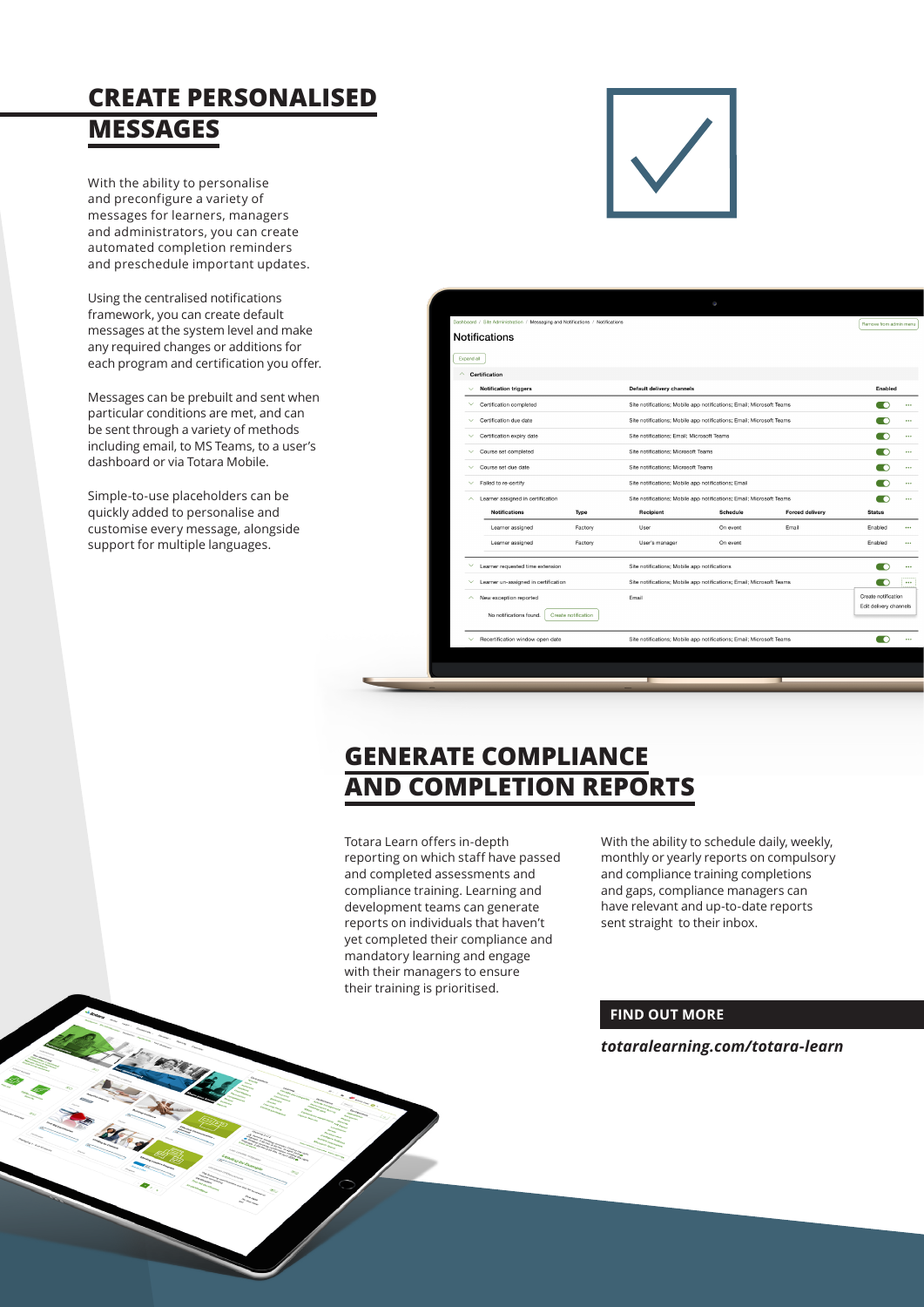## CREATE PERSONALISED MESSAGES

With the ability to personalise and preconfigure a variety of messages for learners, managers and administrators, you can create automated completion reminders and preschedule important updates.

Using the centralised notifications framework, you can create default messages at the system level and make any required changes or additions for each program and certification you offer.

Messages can be prebuilt and sent when particular conditions are met, and can be sent through a variety of methods including email, to MS Teams, to a user's dashboard or via Totara Mobile.

Simple-to-use placeholders can be quickly added to personalise and customise every message, alongside support for multiple languages.

## GENERATE COMPLIANCE AND COMPLETION REPORTS

Totara Learn offers in-depth reporting on which staff have passed and completed assessments and compliance training. Learning and development teams can generate reports on individuals that haven't yet completed their compliance and mandatory learning and engage with their managers to ensure their training is prioritised.

With the ability to schedule daily, weekly, monthly or yearly reports on compulsory and compliance training completions and gaps, compliance managers can have relevant and up-to-date reports sent straight to their inbox.

**FIND OUT MORE**

***totaralearning.com/totara-learn***